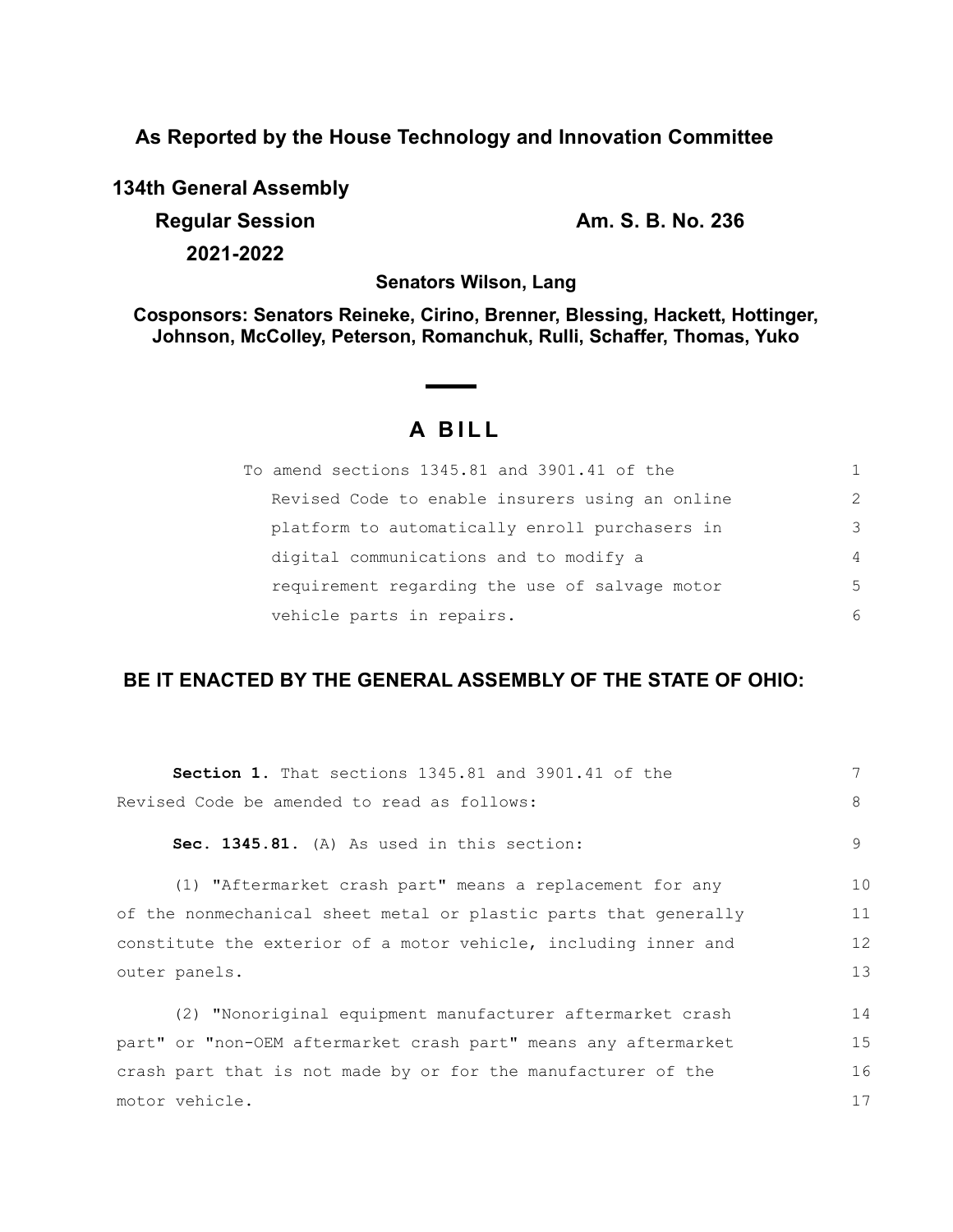**As Reported by the House Technology and Innovation Committee**

**134th General Assembly**

**Regular Session** **Am. S. B. No. 236**

**2021-2022**

**Senators Wilson, Lang**

**Cosponsors: Senators Reineke, Cirino, Brenner, Blessing, Hackett, Hottinger, Johnson, McColley, Peterson, Romanchuk, Rulli, Schaffer, Thomas, Yuko**

# A BILL

To amend sections 1345.81 and 3901.41 of the Revised Code to enable insurers using an online platform to automatically enroll purchasers in digital communications and to modify a requirement regarding the use of salvage motor vehicle parts in repairs.

## BE IT ENACTED BY THE GENERAL ASSEMBLY OF THE STATE OF OHIO:

**Section 1.** That sections 1345.81 and 3901.41 of the Revised Code be amended to read as follows:

**Sec. 1345.81.** (A) As used in this section:

(1) "Aftermarket crash part" means a replacement for any of the nonmechanical sheet metal or plastic parts that generally constitute the exterior of a motor vehicle, including inner and outer panels.

(2) "Nonoriginal equipment manufacturer aftermarket crash part" or "non-OEM aftermarket crash part" means any aftermarket crash part that is not made by or for the manufacturer of the motor vehicle.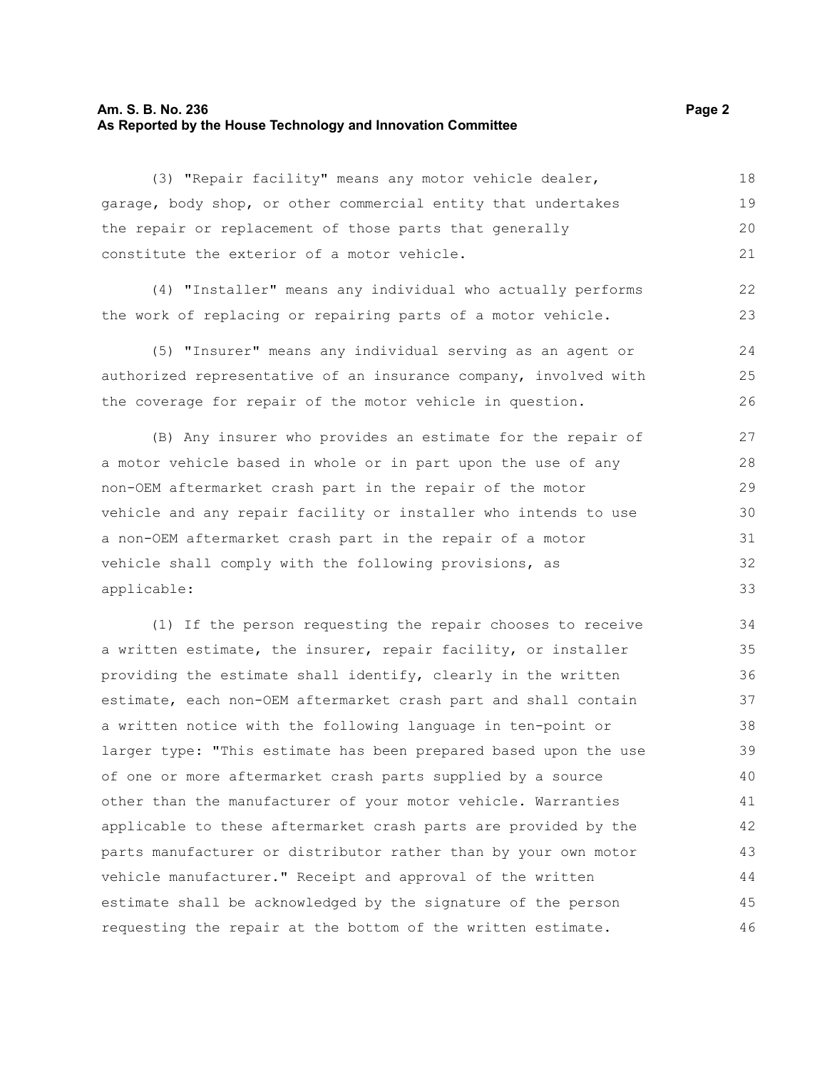(3) "Repair facility" means any motor vehicle dealer, garage, body shop, or other commercial entity that undertakes the repair or replacement of those parts that generally constitute the exterior of a motor vehicle.

(4) "Installer" means any individual who actually performs the work of replacing or repairing parts of a motor vehicle.

(5) "Insurer" means any individual serving as an agent or authorized representative of an insurance company, involved with the coverage for repair of the motor vehicle in question.

(B) Any insurer who provides an estimate for the repair of a motor vehicle based in whole or in part upon the use of any non-OEM aftermarket crash part in the repair of the motor vehicle and any repair facility or installer who intends to use a non-OEM aftermarket crash part in the repair of a motor vehicle shall comply with the following provisions, as applicable:

(1) If the person requesting the repair chooses to receive a written estimate, the insurer, repair facility, or installer providing the estimate shall identify, clearly in the written estimate, each non-OEM aftermarket crash part and shall contain a written notice with the following language in ten-point or larger type: "This estimate has been prepared based upon the use of one or more aftermarket crash parts supplied by a source other than the manufacturer of your motor vehicle. Warranties applicable to these aftermarket crash parts are provided by the parts manufacturer or distributor rather than by your own motor vehicle manufacturer." Receipt and approval of the written estimate shall be acknowledged by the signature of the person requesting the repair at the bottom of the written estimate.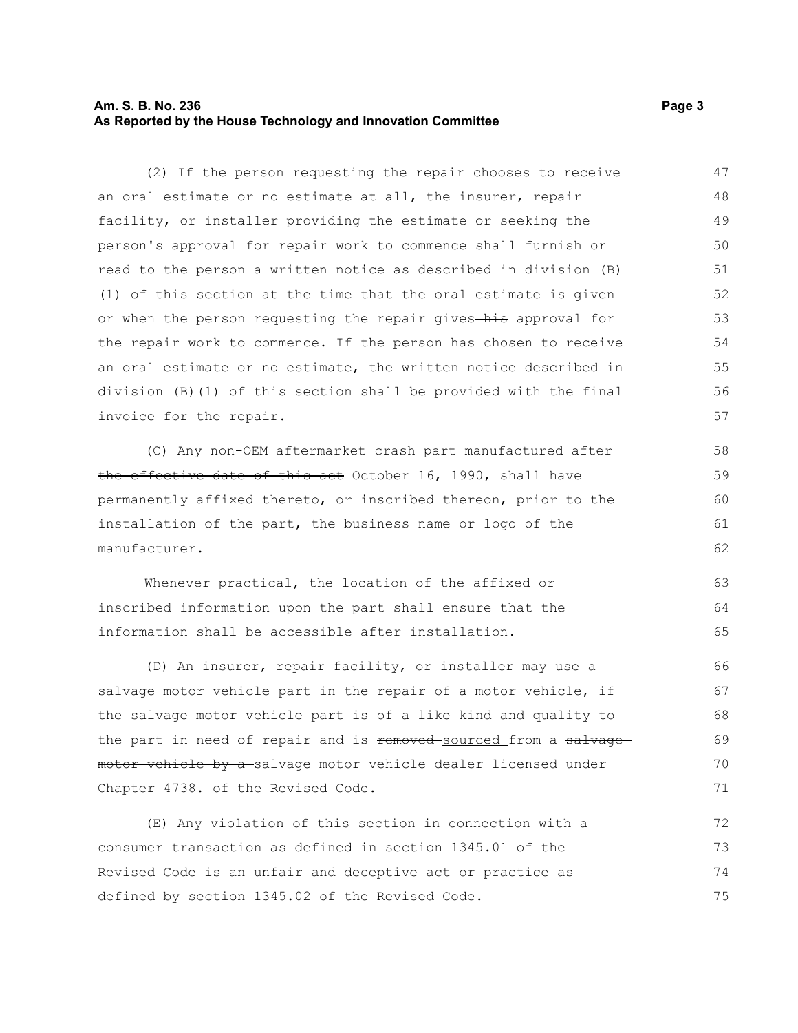(2) If the person requesting the repair chooses to receive an oral estimate or no estimate at all, the insurer, repair facility, or installer providing the estimate or seeking the person's approval for repair work to commence shall furnish or read to the person a written notice as described in division (B)(1) of this section at the time that the oral estimate is given or when the person requesting the repair gives ~~his~~ approval for the repair work to commence. If the person has chosen to receive an oral estimate or no estimate, the written notice described in division (B)(1) of this section shall be provided with the final invoice for the repair.

(C) Any non-OEM aftermarket crash part manufactured after ~~the effective date of this act~~ October 16, 1990, shall have permanently affixed thereto, or inscribed thereon, prior to the installation of the part, the business name or logo of the manufacturer.

Whenever practical, the location of the affixed or inscribed information upon the part shall ensure that the information shall be accessible after installation.

(D) An insurer, repair facility, or installer may use a salvage motor vehicle part in the repair of a motor vehicle, if the salvage motor vehicle part is of a like kind and quality to the part in need of repair and is ~~removed~~ sourced from a ~~salvage motor vehicle by a~~ salvage motor vehicle dealer licensed under Chapter 4738. of the Revised Code.

(E) Any violation of this section in connection with a consumer transaction as defined in section 1345.01 of the Revised Code is an unfair and deceptive act or practice as defined by section 1345.02 of the Revised Code.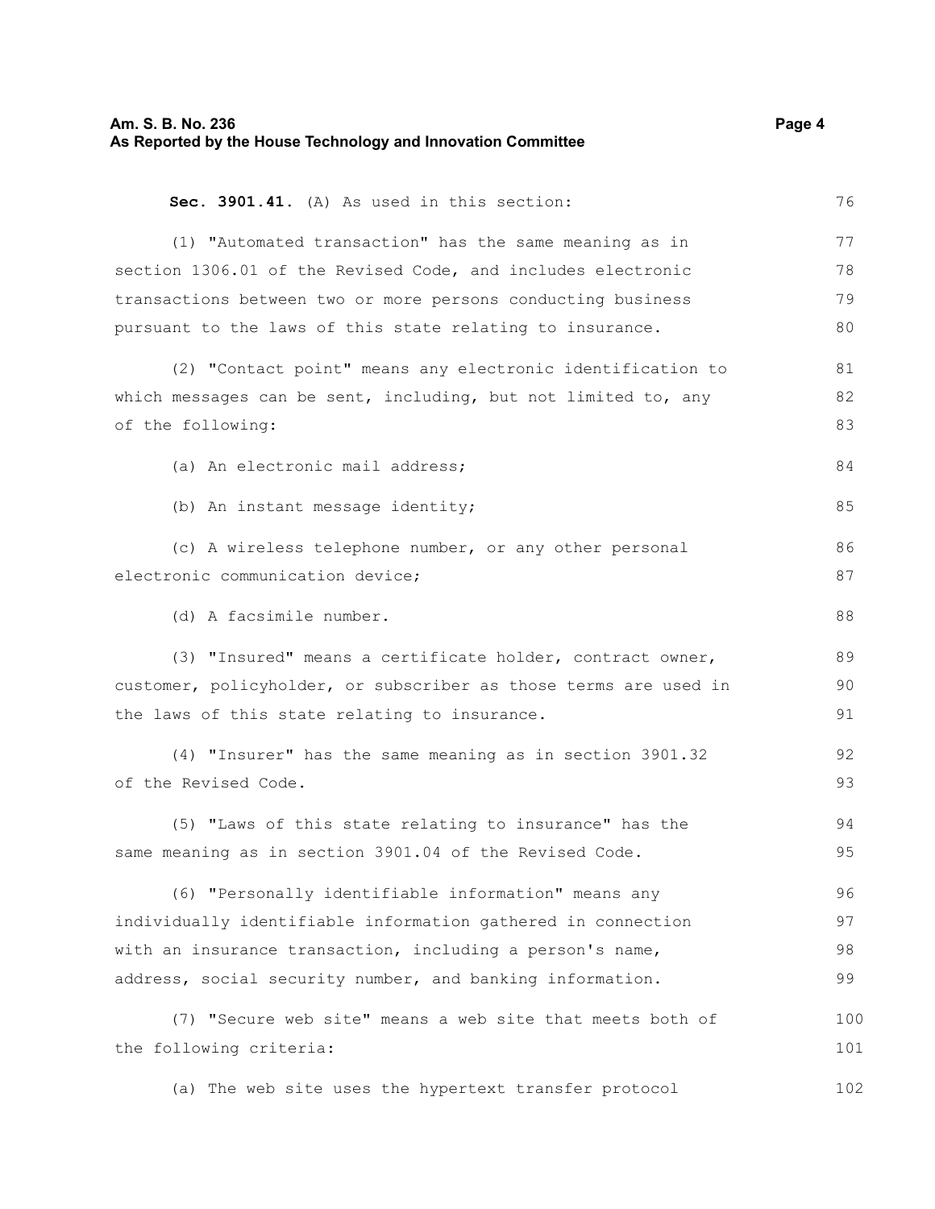**Sec. 3901.41.** (A) As used in this section:

(1) "Automated transaction" has the same meaning as in section 1306.01 of the Revised Code, and includes electronic transactions between two or more persons conducting business pursuant to the laws of this state relating to insurance.

(2) "Contact point" means any electronic identification to which messages can be sent, including, but not limited to, any of the following:

(a) An electronic mail address;

(b) An instant message identity;

(c) A wireless telephone number, or any other personal electronic communication device;

(d) A facsimile number.

(3) "Insured" means a certificate holder, contract owner, customer, policyholder, or subscriber as those terms are used in the laws of this state relating to insurance.

(4) "Insurer" has the same meaning as in section 3901.32 of the Revised Code.

(5) "Laws of this state relating to insurance" has the same meaning as in section 3901.04 of the Revised Code.

(6) "Personally identifiable information" means any individually identifiable information gathered in connection with an insurance transaction, including a person's name, address, social security number, and banking information.

(7) "Secure web site" means a web site that meets both of the following criteria:

(a) The web site uses the hypertext transfer protocol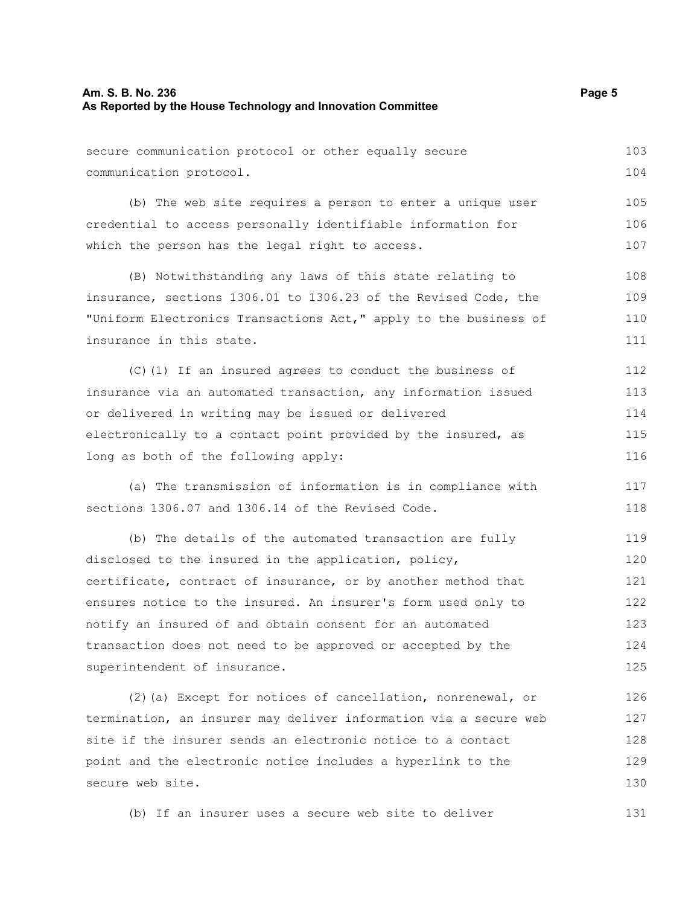secure communication protocol or other equally secure communication protocol.

(b) The web site requires a person to enter a unique user credential to access personally identifiable information for which the person has the legal right to access.

(B) Notwithstanding any laws of this state relating to insurance, sections 1306.01 to 1306.23 of the Revised Code, the "Uniform Electronics Transactions Act," apply to the business of insurance in this state.

(C)(1) If an insured agrees to conduct the business of insurance via an automated transaction, any information issued or delivered in writing may be issued or delivered electronically to a contact point provided by the insured, as long as both of the following apply:

(a) The transmission of information is in compliance with sections 1306.07 and 1306.14 of the Revised Code.

(b) The details of the automated transaction are fully disclosed to the insured in the application, policy, certificate, contract of insurance, or by another method that ensures notice to the insured. An insurer's form used only to notify an insured of and obtain consent for an automated transaction does not need to be approved or accepted by the superintendent of insurance.

(2)(a) Except for notices of cancellation, nonrenewal, or termination, an insurer may deliver information via a secure web site if the insurer sends an electronic notice to a contact point and the electronic notice includes a hyperlink to the secure web site.

(b) If an insurer uses a secure web site to deliver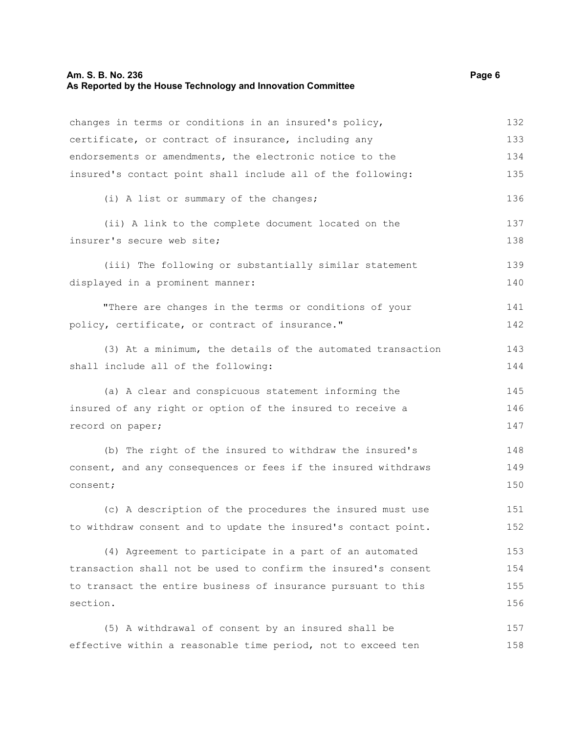changes in terms or conditions in an insured's policy, certificate, or contract of insurance, including any endorsements or amendments, the electronic notice to the insured's contact point shall include all of the following:

(i) A list or summary of the changes;

(ii) A link to the complete document located on the insurer's secure web site;

(iii) The following or substantially similar statement displayed in a prominent manner:

"There are changes in the terms or conditions of your policy, certificate, or contract of insurance."

(3) At a minimum, the details of the automated transaction shall include all of the following:

(a) A clear and conspicuous statement informing the insured of any right or option of the insured to receive a record on paper;

(b) The right of the insured to withdraw the insured's consent, and any consequences or fees if the insured withdraws consent;

(c) A description of the procedures the insured must use to withdraw consent and to update the insured's contact point.

(4) Agreement to participate in a part of an automated transaction shall not be used to confirm the insured's consent to transact the entire business of insurance pursuant to this section.

(5) A withdrawal of consent by an insured shall be effective within a reasonable time period, not to exceed ten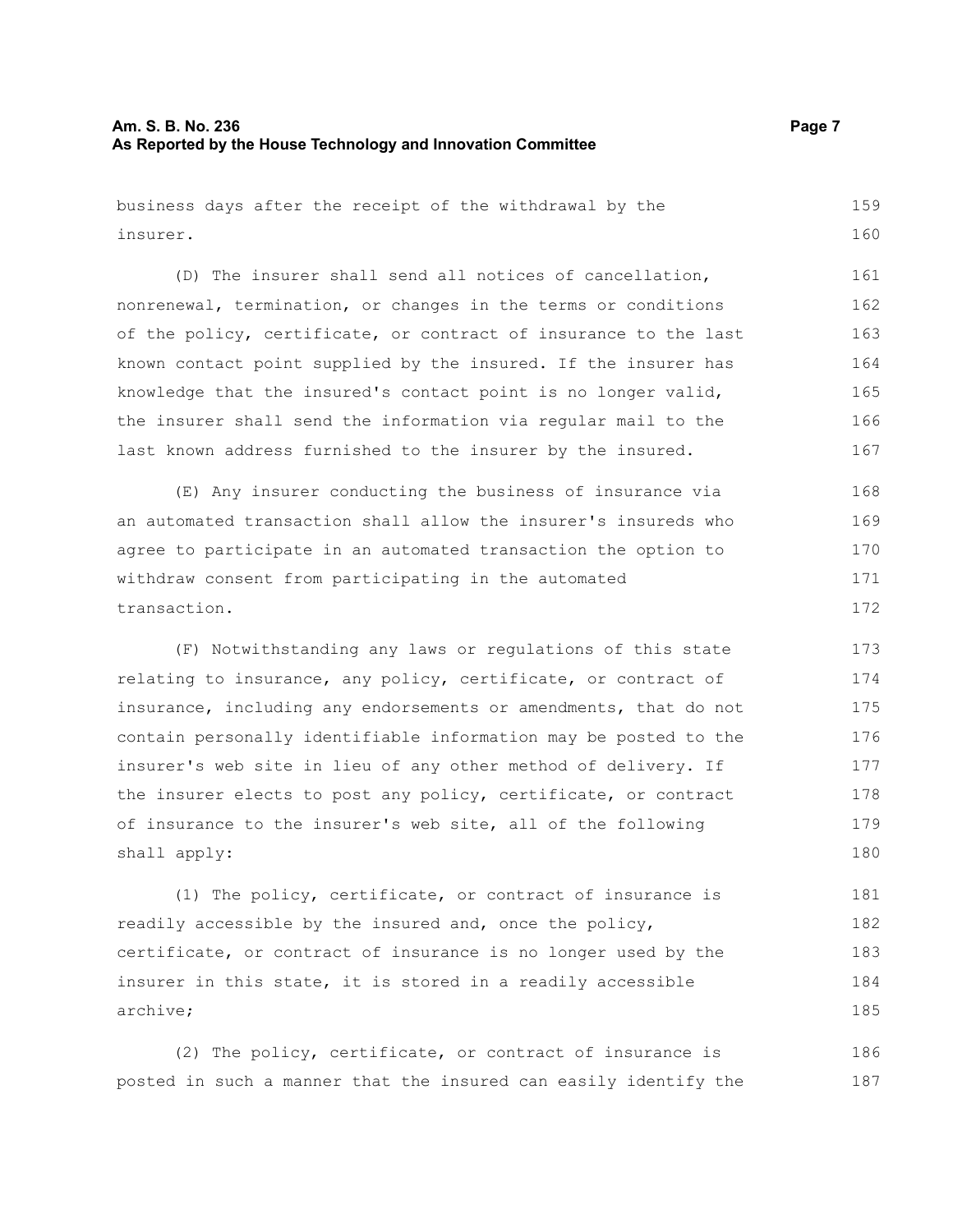business days after the receipt of the withdrawal by the insurer.

(D) The insurer shall send all notices of cancellation, nonrenewal, termination, or changes in the terms or conditions of the policy, certificate, or contract of insurance to the last known contact point supplied by the insured. If the insurer has knowledge that the insured's contact point is no longer valid, the insurer shall send the information via regular mail to the last known address furnished to the insurer by the insured.

(E) Any insurer conducting the business of insurance via an automated transaction shall allow the insurer's insureds who agree to participate in an automated transaction the option to withdraw consent from participating in the automated transaction.

(F) Notwithstanding any laws or regulations of this state relating to insurance, any policy, certificate, or contract of insurance, including any endorsements or amendments, that do not contain personally identifiable information may be posted to the insurer's web site in lieu of any other method of delivery. If the insurer elects to post any policy, certificate, or contract of insurance to the insurer's web site, all of the following shall apply:

(1) The policy, certificate, or contract of insurance is readily accessible by the insured and, once the policy, certificate, or contract of insurance is no longer used by the insurer in this state, it is stored in a readily accessible archive;

(2) The policy, certificate, or contract of insurance is posted in such a manner that the insured can easily identify the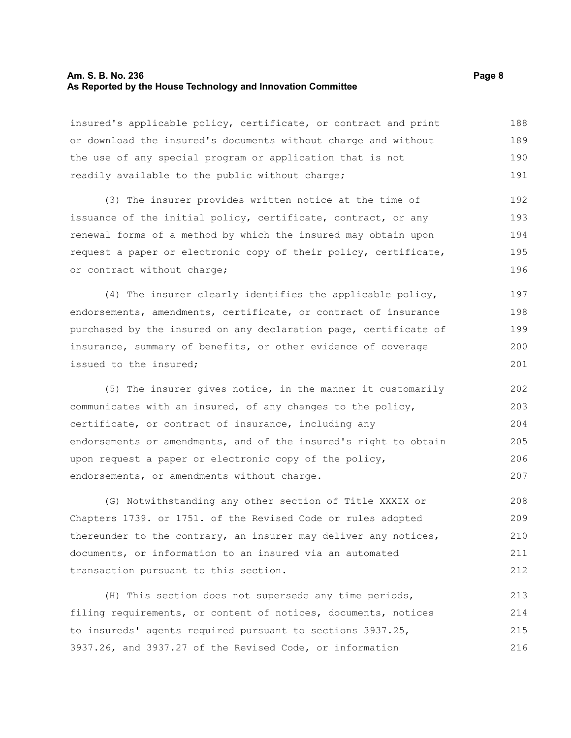insured's applicable policy, certificate, or contract and print or download the insured's documents without charge and without the use of any special program or application that is not readily available to the public without charge;

(3) The insurer provides written notice at the time of issuance of the initial policy, certificate, contract, or any renewal forms of a method by which the insured may obtain upon request a paper or electronic copy of their policy, certificate, or contract without charge;

(4) The insurer clearly identifies the applicable policy, endorsements, amendments, certificate, or contract of insurance purchased by the insured on any declaration page, certificate of insurance, summary of benefits, or other evidence of coverage issued to the insured;

(5) The insurer gives notice, in the manner it customarily communicates with an insured, of any changes to the policy, certificate, or contract of insurance, including any endorsements or amendments, and of the insured's right to obtain upon request a paper or electronic copy of the policy, endorsements, or amendments without charge.

(G) Notwithstanding any other section of Title XXXIX or Chapters 1739. or 1751. of the Revised Code or rules adopted thereunder to the contrary, an insurer may deliver any notices, documents, or information to an insured via an automated transaction pursuant to this section.

(H) This section does not supersede any time periods, filing requirements, or content of notices, documents, notices to insureds' agents required pursuant to sections 3937.25, 3937.26, and 3937.27 of the Revised Code, or information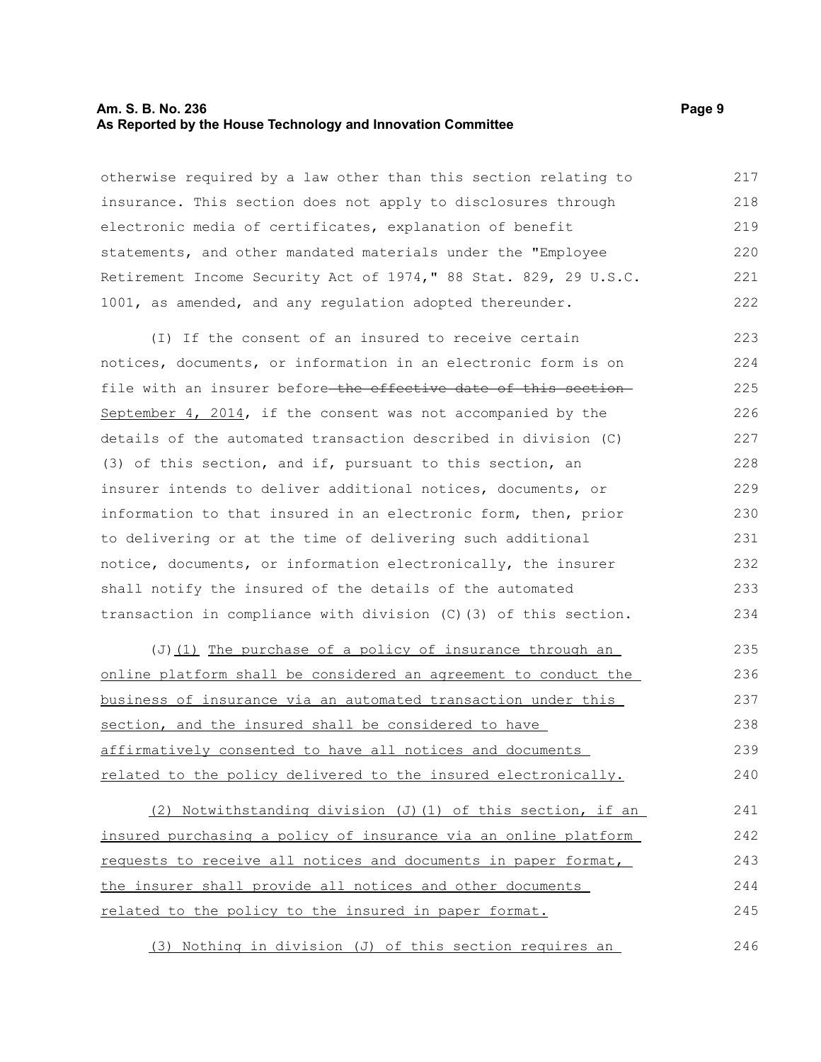otherwise required by a law other than this section relating to insurance. This section does not apply to disclosures through electronic media of certificates, explanation of benefit statements, and other mandated materials under the "Employee Retirement Income Security Act of 1974," 88 Stat. 829, 29 U.S.C. 1001, as amended, and any regulation adopted thereunder.

(I) If the consent of an insured to receive certain notices, documents, or information in an electronic form is on file with an insurer before ~~the effective date of this section~~ September 4, 2014, if the consent was not accompanied by the details of the automated transaction described in division (C)(3) of this section, and if, pursuant to this section, an insurer intends to deliver additional notices, documents, or information to that insured in an electronic form, then, prior to delivering or at the time of delivering such additional notice, documents, or information electronically, the insurer shall notify the insured of the details of the automated transaction in compliance with division (C)(3) of this section.

(J)(1) The purchase of a policy of insurance through an online platform shall be considered an agreement to conduct the business of insurance via an automated transaction under this section, and the insured shall be considered to have affirmatively consented to have all notices and documents related to the policy delivered to the insured electronically.

(2) Notwithstanding division (J)(1) of this section, if an insured purchasing a policy of insurance via an online platform requests to receive all notices and documents in paper format, the insurer shall provide all notices and other documents related to the policy to the insured in paper format.

(3) Nothing in division (J) of this section requires an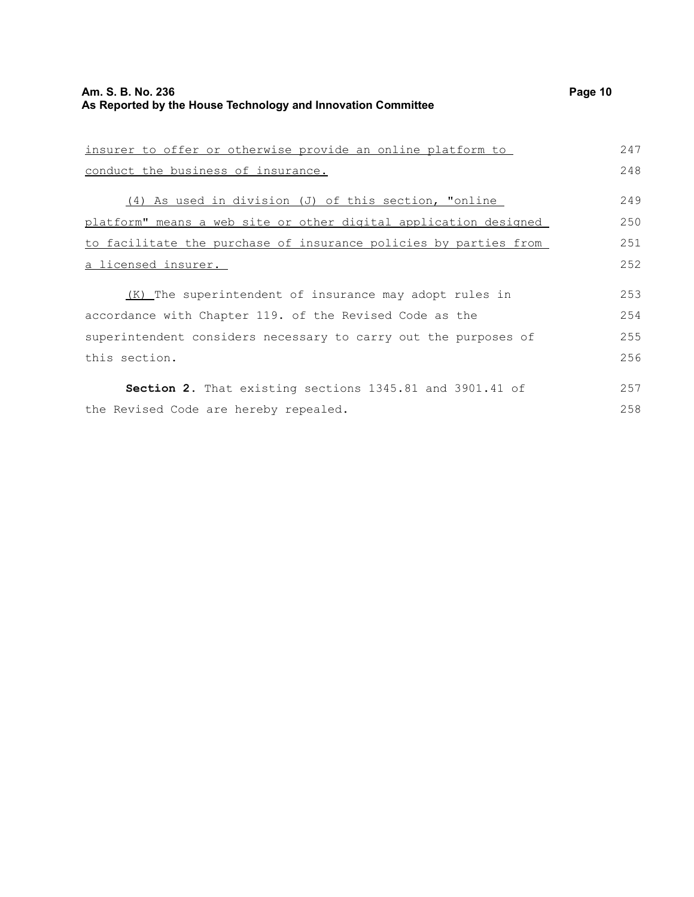insurer to offer or otherwise provide an online platform to conduct the business of insurance.

(4) As used in division (J) of this section, "online platform" means a web site or other digital application designed to facilitate the purchase of insurance policies by parties from a licensed insurer.

(K) The superintendent of insurance may adopt rules in accordance with Chapter 119. of the Revised Code as the superintendent considers necessary to carry out the purposes of this section.

**Section 2.** That existing sections 1345.81 and 3901.41 of the Revised Code are hereby repealed.